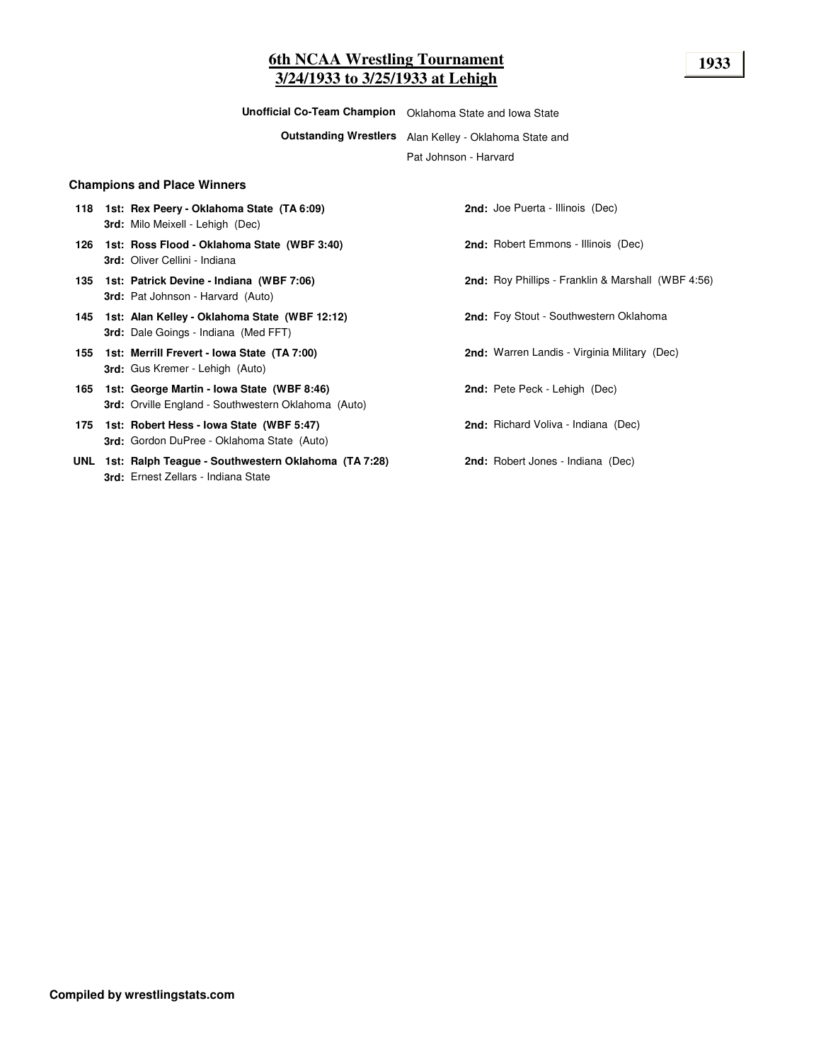# 6th NCAA Wrestling Tournament
## 3/24/1933 to 3/25/1933 at Lehigh

**1933**

**Unofficial Co-Team Champion** Oklahoma State and Iowa State

**Outstanding Wrestlers** Alan Kelley - Oklahoma State and Pat Johnson - Harvard

### Champions and Place Winners

| Weight | 1st / 3rd | 2nd |
|---|---|---|
| 118 | **1st: Rex Peery - Oklahoma State (TA 6:09)**<br>**3rd:** Milo Meixell - Lehigh (Dec) | **2nd:** Joe Puerta - Illinois (Dec) |
| 126 | **1st: Ross Flood - Oklahoma State (WBF 3:40)**<br>**3rd:** Oliver Cellini - Indiana | **2nd:** Robert Emmons - Illinois (Dec) |
| 135 | **1st: Patrick Devine - Indiana (WBF 7:06)**<br>**3rd:** Pat Johnson - Harvard (Auto) | **2nd:** Roy Phillips - Franklin & Marshall (WBF 4:56) |
| 145 | **1st: Alan Kelley - Oklahoma State (WBF 12:12)**<br>**3rd:** Dale Goings - Indiana (Med FFT) | **2nd:** Foy Stout - Southwestern Oklahoma |
| 155 | **1st: Merrill Frevert - Iowa State (TA 7:00)**<br>**3rd:** Gus Kremer - Lehigh (Auto) | **2nd:** Warren Landis - Virginia Military (Dec) |
| 165 | **1st: George Martin - Iowa State (WBF 8:46)**<br>**3rd:** Orville England - Southwestern Oklahoma (Auto) | **2nd:** Pete Peck - Lehigh (Dec) |
| 175 | **1st: Robert Hess - Iowa State (WBF 5:47)**<br>**3rd:** Gordon DuPree - Oklahoma State (Auto) | **2nd:** Richard Voliva - Indiana (Dec) |
| UNL | **1st: Ralph Teague - Southwestern Oklahoma (TA 7:28)**<br>**3rd:** Ernest Zellars - Indiana State | **2nd:** Robert Jones - Indiana (Dec) |

**Compiled by wrestlingstats.com**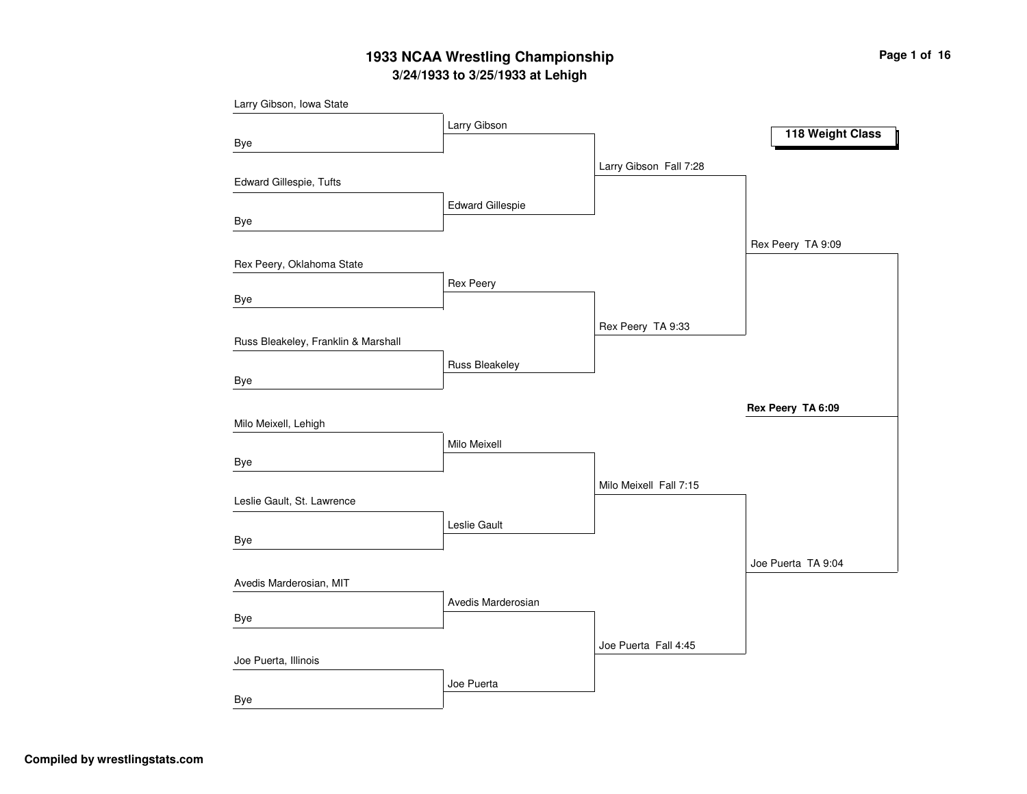# 1933 NCAA Wrestling Championship

## 3/24/1933 to 3/25/1933 at Lehigh

### 118 Weight Class

**First Round**

- Larry Gibson, Iowa State vs. Bye — Larry Gibson
- Edward Gillespie, Tufts vs. Bye — Edward Gillespie
- Rex Peery, Oklahoma State vs. Bye — Rex Peery
- Russ Bleakeley, Franklin & Marshall vs. Bye — Russ Bleakeley
- Milo Meixell, Lehigh vs. Bye — Milo Meixell
- Leslie Gault, St. Lawrence vs. Bye — Leslie Gault
- Avedis Marderosian, MIT vs. Bye — Avedis Marderosian
- Joe Puerta, Illinois vs. Bye — Joe Puerta

**Quarterfinals**

- Larry Gibson Fall 7:28
- Rex Peery TA 9:33
- Milo Meixell Fall 7:15
- Joe Puerta Fall 4:45

**Semifinals**

- Rex Peery TA 9:09
- Joe Puerta TA 9:04

**Final**

- **Rex Peery TA 6:09**

Compiled by wrestlingstats.com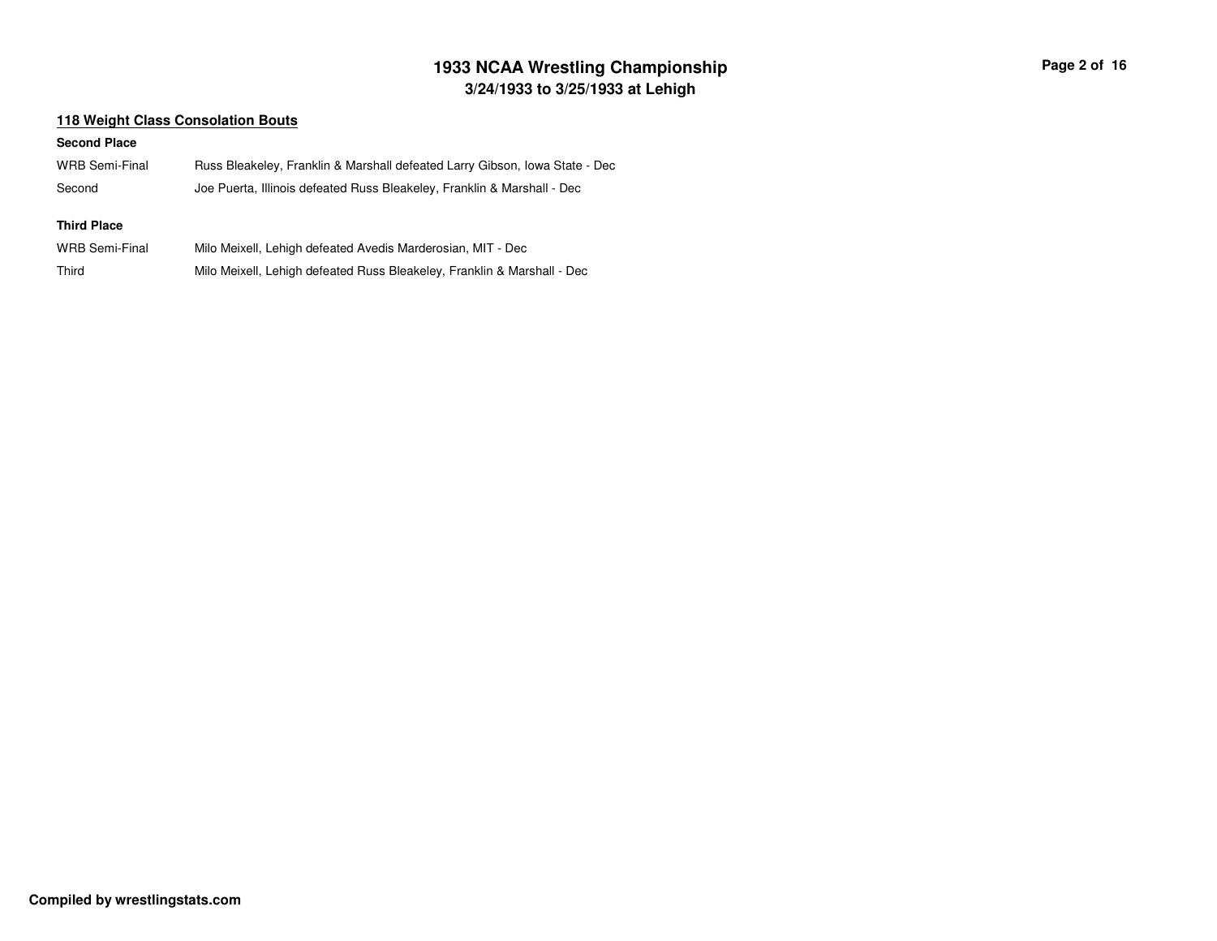## 118 Weight Class Consolation Bouts

**Second Place**

| | |
|---|---|
| WRB Semi-Final | Russ Bleakeley, Franklin & Marshall defeated Larry Gibson, Iowa State - Dec |
| Second | Joe Puerta, Illinois defeated Russ Bleakeley, Franklin & Marshall - Dec |

**Third Place**

| | |
|---|---|
| WRB Semi-Final | Milo Meixell, Lehigh defeated Avedis Marderosian, MIT - Dec |
| Third | Milo Meixell, Lehigh defeated Russ Bleakeley, Franklin & Marshall - Dec |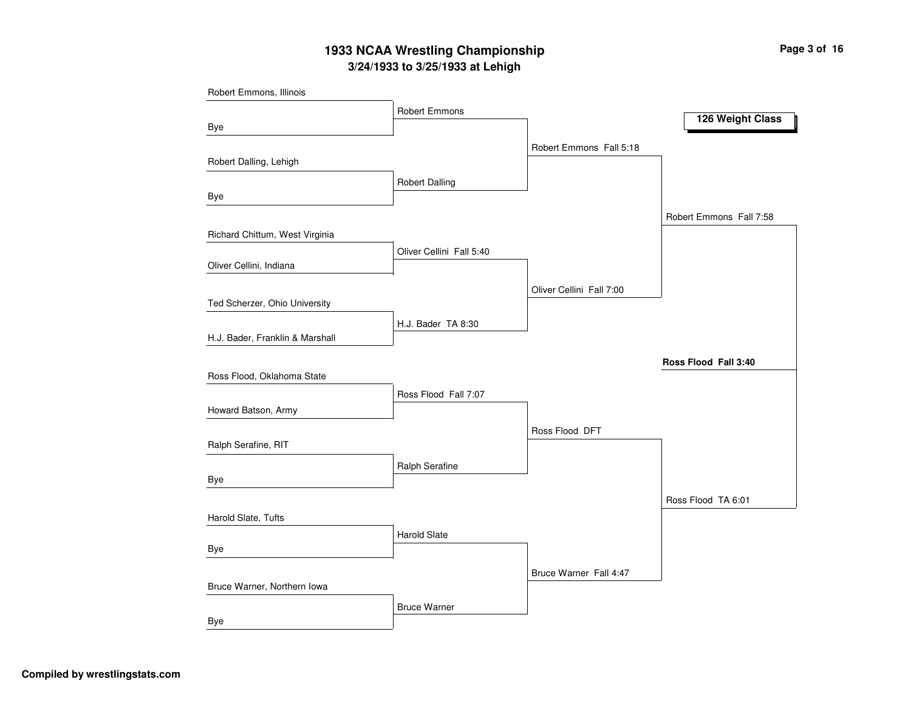# 1933 NCAA Wrestling Championship

## 3/24/1933 to 3/25/1933 at Lehigh

### 126 Weight Class

| First Round | Quarterfinals | Semifinals | Finals | Champion |
|---|---|---|---|---|
| Robert Emmons, Illinois | Robert Emmons | Robert Emmons Fall 5:18 | Robert Emmons Fall 7:58 | **Ross Flood Fall 3:40** |
| Bye | | | | |
| Robert Dalling, Lehigh | Robert Dalling | | | |
| Bye | | | | |
| Richard Chittum, West Virginia | Oliver Cellini Fall 5:40 | Oliver Cellini Fall 7:00 | | |
| Oliver Cellini, Indiana | | | | |
| Ted Scherzer, Ohio University | H.J. Bader TA 8:30 | | | |
| H.J. Bader, Franklin & Marshall | | | | |
| Ross Flood, Oklahoma State | Ross Flood Fall 7:07 | Ross Flood DFT | Ross Flood TA 6:01 | |
| Howard Batson, Army | | | | |
| Ralph Serafine, RIT | Ralph Serafine | | | |
| Bye | | | | |
| Harold Slate, Tufts | Harold Slate | Bruce Warner Fall 4:47 | | |
| Bye | | | | |
| Bruce Warner, Northern Iowa | Bruce Warner | | | |
| Bye | | | | |

Compiled by wrestlingstats.com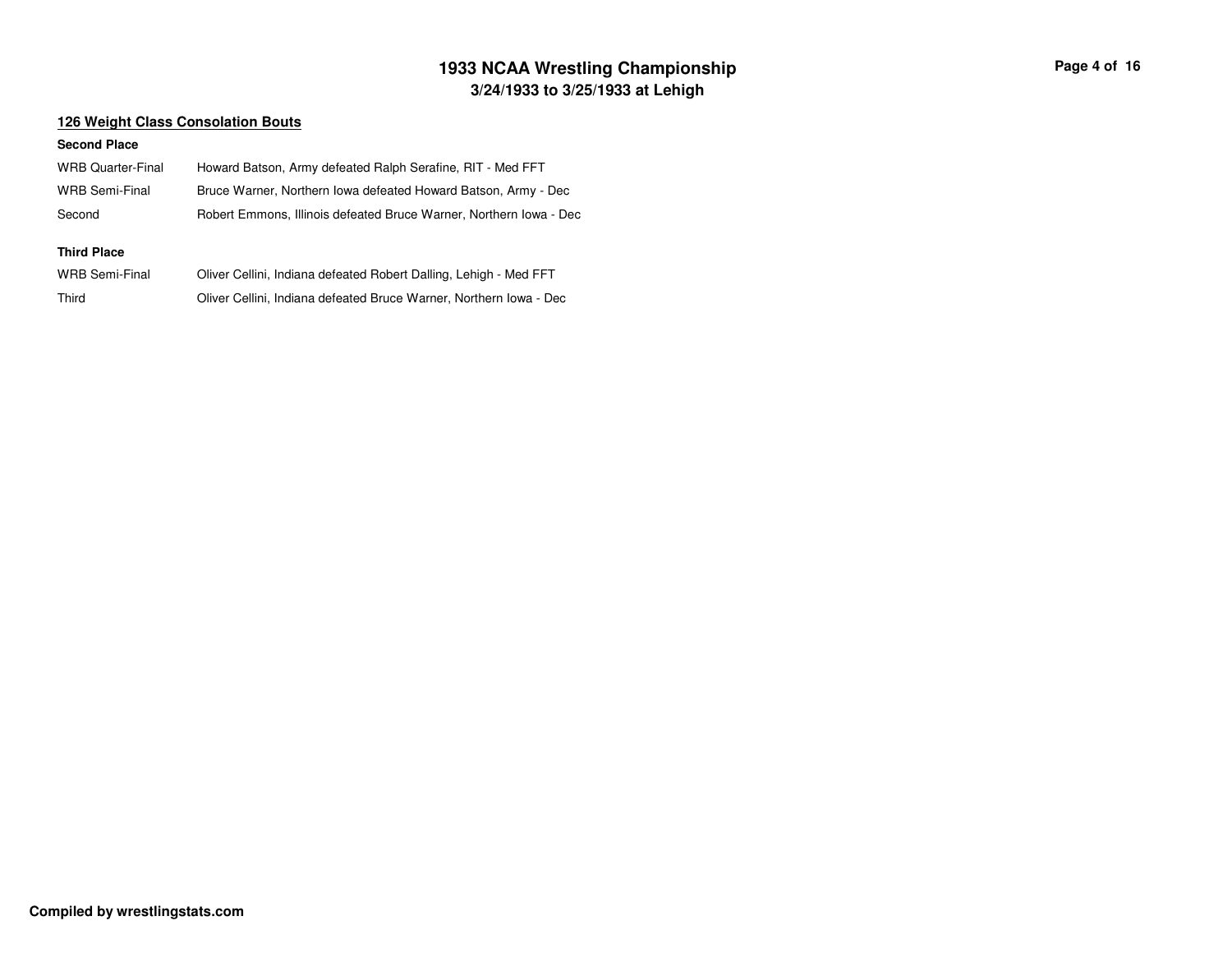## 126 Weight Class Consolation Bouts

### Second Place

| | |
|---|---|
| WRB Quarter-Final | Howard Batson, Army defeated Ralph Serafine, RIT - Med FFT |
| WRB Semi-Final | Bruce Warner, Northern Iowa defeated Howard Batson, Army - Dec |
| Second | Robert Emmons, Illinois defeated Bruce Warner, Northern Iowa - Dec |

### Third Place

| | |
|---|---|
| WRB Semi-Final | Oliver Cellini, Indiana defeated Robert Dalling, Lehigh - Med FFT |
| Third | Oliver Cellini, Indiana defeated Bruce Warner, Northern Iowa - Dec |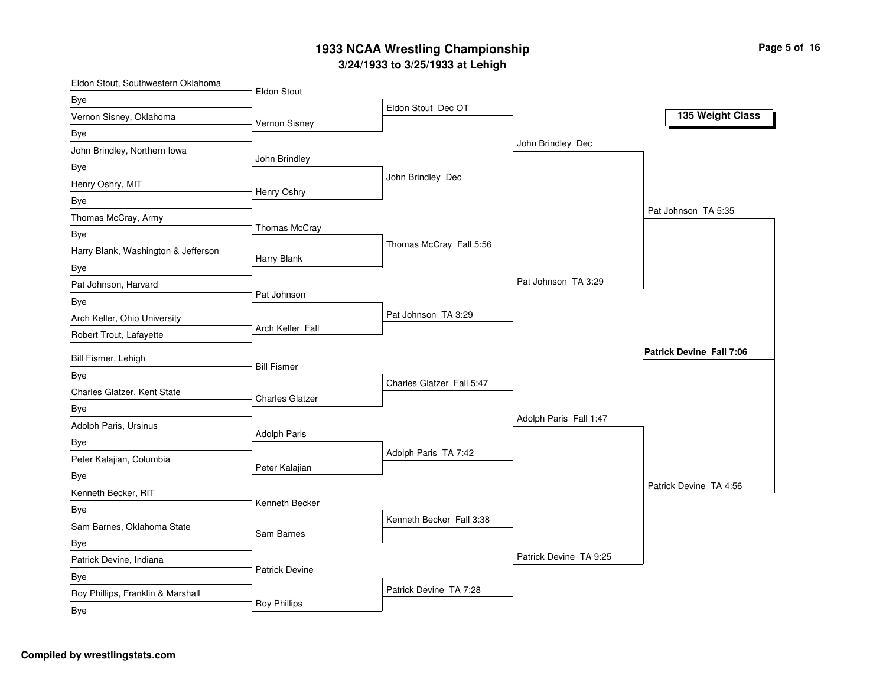# 1933 NCAA Wrestling Championship

## 3/24/1933 to 3/25/1933 at Lehigh

### 135 Weight Class

**First Round**

| Wrestler | Opponent | Winner |
| --- | --- | --- |
| Eldon Stout, Southwestern Oklahoma | Bye | Eldon Stout |
| Vernon Sisney, Oklahoma | Bye | Vernon Sisney |
| John Brindley, Northern Iowa | Bye | John Brindley |
| Henry Oshry, MIT | Bye | Henry Oshry |
| Thomas McCray, Army | Bye | Thomas McCray |
| Harry Blank, Washington & Jefferson | Bye | Harry Blank |
| Pat Johnson, Harvard | Bye | Pat Johnson |
| Arch Keller, Ohio University | Robert Trout, Lafayette | Arch Keller Fall |
| Bill Fismer, Lehigh | Bye | Bill Fismer |
| Charles Glatzer, Kent State | Bye | Charles Glatzer |
| Adolph Paris, Ursinus | Bye | Adolph Paris |
| Peter Kalajian, Columbia | Bye | Peter Kalajian |
| Kenneth Becker, RIT | Bye | Kenneth Becker |
| Sam Barnes, Oklahoma State | Bye | Sam Barnes |
| Patrick Devine, Indiana | Bye | Patrick Devine |
| Roy Phillips, Franklin & Marshall | Bye | Roy Phillips |

**Second Round**

- Eldon Stout Dec OT
- John Brindley Dec
- Thomas McCray Fall 5:56
- Pat Johnson TA 3:29
- Charles Glatzer Fall 5:47
- Adolph Paris TA 7:42
- Kenneth Becker Fall 3:38
- Patrick Devine TA 7:28

**Quarterfinals**

- John Brindley Dec
- Pat Johnson TA 3:29
- Adolph Paris Fall 1:47
- Patrick Devine TA 9:25

**Semifinals**

- Pat Johnson TA 5:35
- Patrick Devine TA 4:56

**Champion**

**Patrick Devine Fall 7:06**

**Compiled by wrestlingstats.com**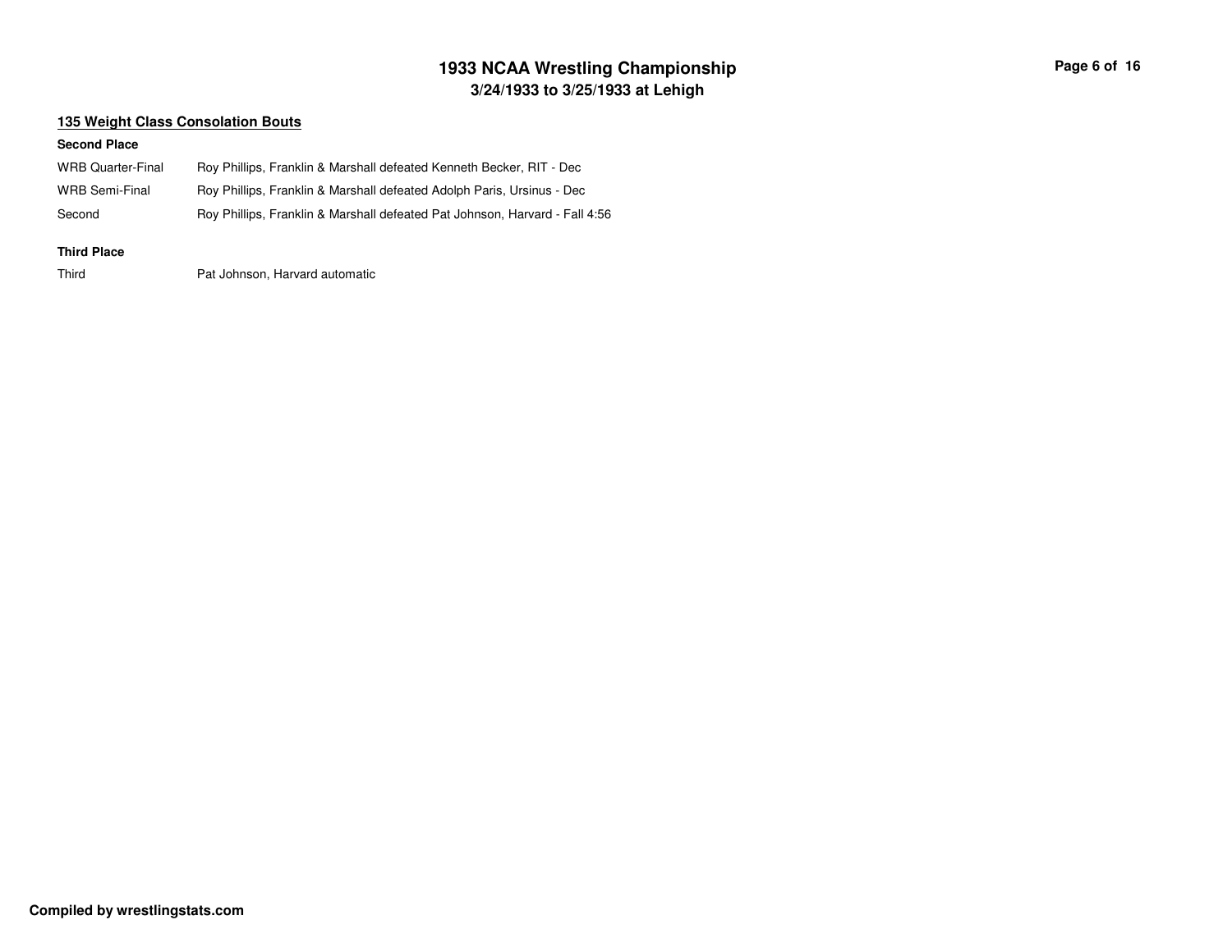## 135 Weight Class Consolation Bouts

### Second Place

| | |
|---|---|
| WRB Quarter-Final | Roy Phillips, Franklin & Marshall defeated Kenneth Becker, RIT - Dec |
| WRB Semi-Final | Roy Phillips, Franklin & Marshall defeated Adolph Paris, Ursinus - Dec |
| Second | Roy Phillips, Franklin & Marshall defeated Pat Johnson, Harvard - Fall 4:56 |

### Third Place

| | |
|---|---|
| Third | Pat Johnson, Harvard automatic |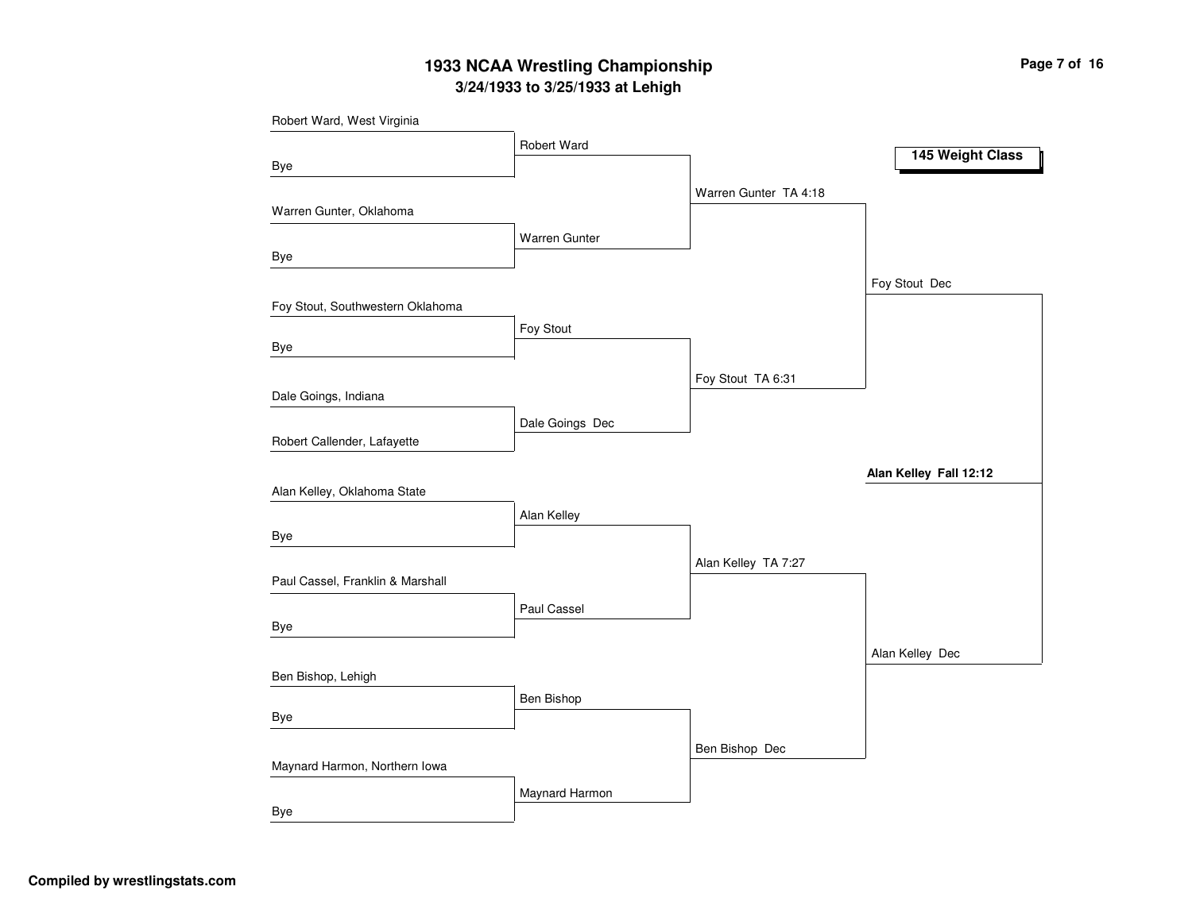# 1933 NCAA Wrestling Championship

## 3/24/1933 to 3/25/1933 at Lehigh

### 145 Weight Class

**First Round**

- Robert Ward, West Virginia vs. Bye — Robert Ward
- Warren Gunter, Oklahoma vs. Bye — Warren Gunter
- Foy Stout, Southwestern Oklahoma vs. Bye — Foy Stout
- Dale Goings, Indiana vs. Robert Callender, Lafayette — Dale Goings Dec
- Alan Kelley, Oklahoma State vs. Bye — Alan Kelley
- Paul Cassel, Franklin & Marshall vs. Bye — Paul Cassel
- Ben Bishop, Lehigh vs. Bye — Ben Bishop
- Maynard Harmon, Northern Iowa vs. Bye — Maynard Harmon

**Quarterfinals**

- Robert Ward vs. Warren Gunter — Warren Gunter TA 4:18
- Foy Stout vs. Dale Goings — Foy Stout TA 6:31
- Alan Kelley vs. Paul Cassel — Alan Kelley TA 7:27
- Ben Bishop vs. Maynard Harmon — Ben Bishop Dec

**Semifinals**

- Warren Gunter vs. Foy Stout — Foy Stout Dec
- Alan Kelley vs. Ben Bishop — Alan Kelley Dec

**Final**

- Foy Stout vs. Alan Kelley — **Alan Kelley Fall 12:12**

**Compiled by wrestlingstats.com**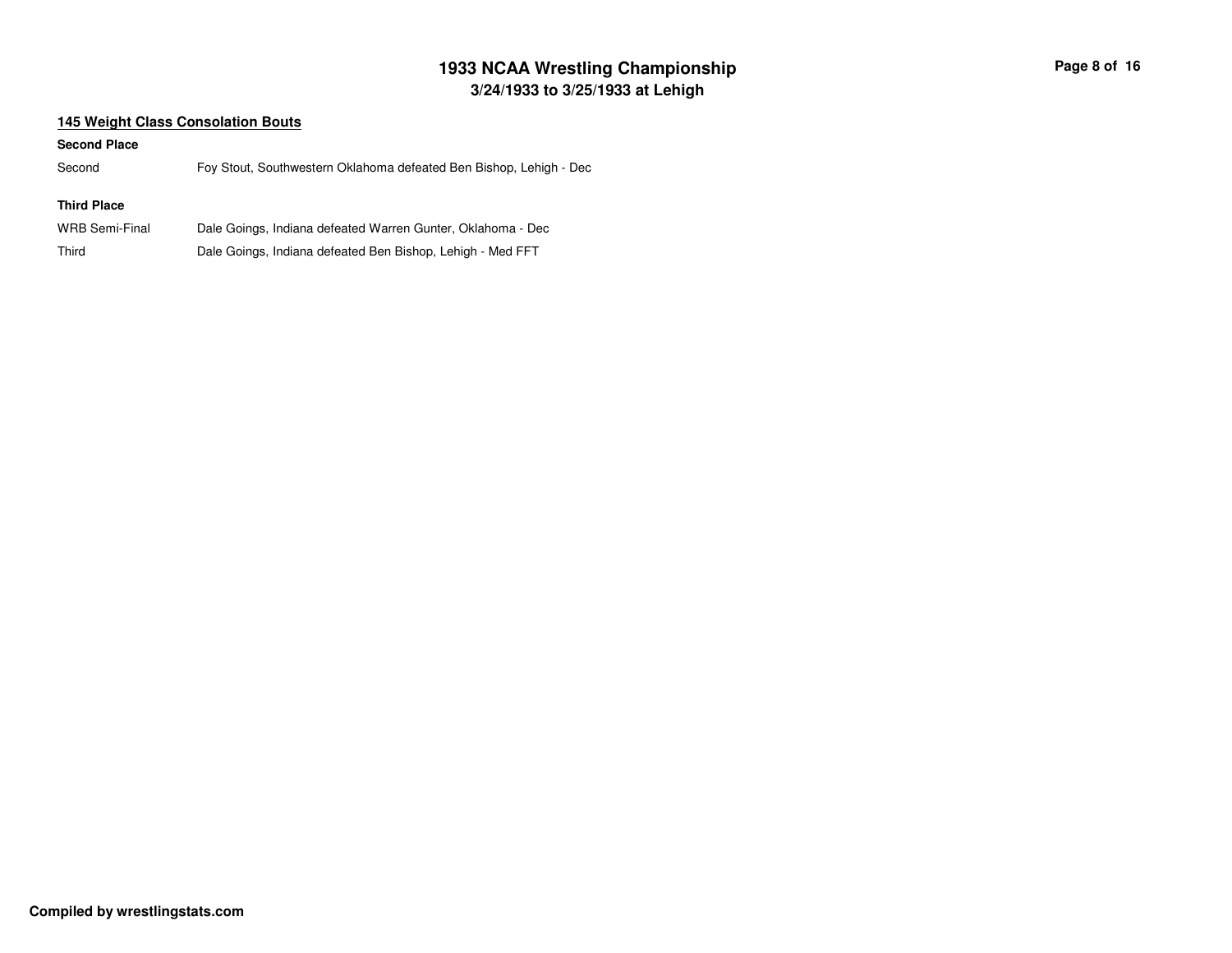## 145 Weight Class Consolation Bouts

**Second Place**

| | |
|---|---|
| Second | Foy Stout, Southwestern Oklahoma defeated Ben Bishop, Lehigh - Dec |

**Third Place**

| | |
|---|---|
| WRB Semi-Final | Dale Goings, Indiana defeated Warren Gunter, Oklahoma - Dec |
| Third | Dale Goings, Indiana defeated Ben Bishop, Lehigh - Med FFT |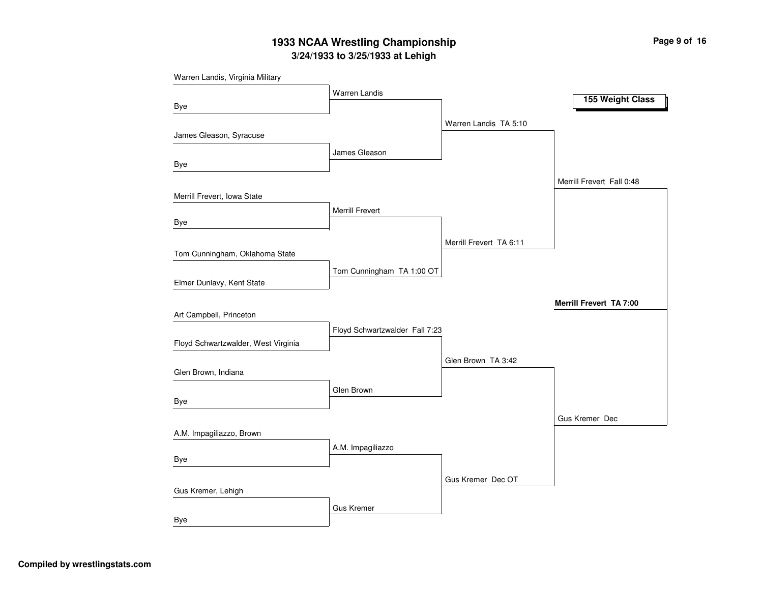# 1933 NCAA Wrestling Championship

## 3/24/1933 to 3/25/1933 at Lehigh

### 155 Weight Class

**First Round**

- Warren Landis, Virginia Military vs. Bye → Warren Landis
- James Gleason, Syracuse vs. Bye → James Gleason
- Merrill Frevert, Iowa State vs. Bye → Merrill Frevert
- Tom Cunningham, Oklahoma State vs. Elmer Dunlavy, Kent State → Tom Cunningham TA 1:00 OT
- Art Campbell, Princeton vs. Floyd Schwartzwalder, West Virginia → Floyd Schwartzwalder Fall 7:23
- Glen Brown, Indiana vs. Bye → Glen Brown
- A.M. Impagiliazzo, Brown vs. Bye → A.M. Impagiliazzo
- Gus Kremer, Lehigh vs. Bye → Gus Kremer

**Quarterfinals**

- Warren Landis TA 5:10
- Merrill Frevert TA 6:11
- Glen Brown TA 3:42
- Gus Kremer Dec OT

**Semifinals**

- Merrill Frevert Fall 0:48
- Gus Kremer Dec

**Final**

- **Merrill Frevert TA 7:00**

Compiled by wrestlingstats.com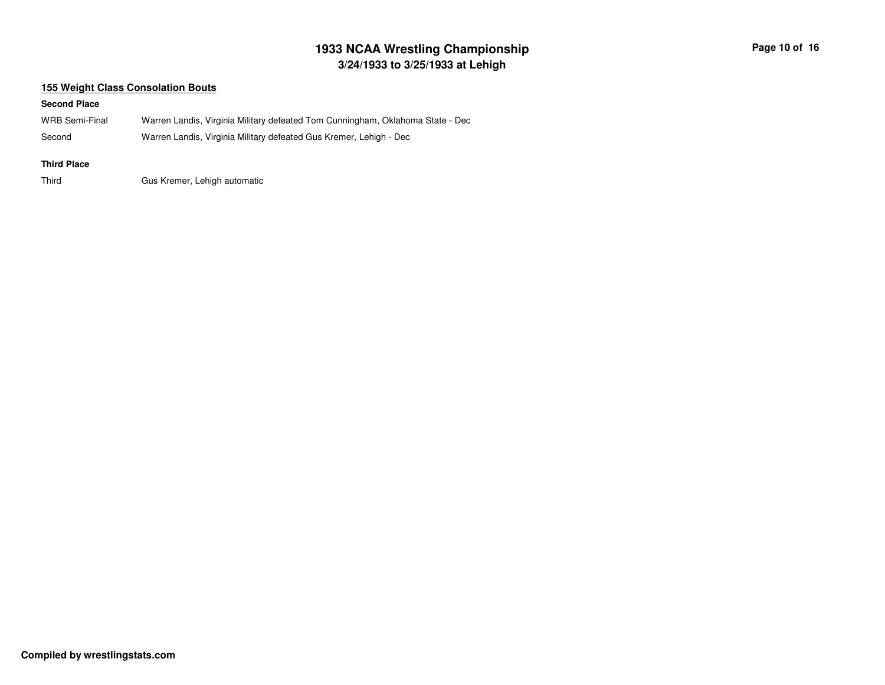## 155 Weight Class Consolation Bouts

**Second Place**

| | |
|---|---|
| WRB Semi-Final | Warren Landis, Virginia Military defeated Tom Cunningham, Oklahoma State - Dec |
| Second | Warren Landis, Virginia Military defeated Gus Kremer, Lehigh - Dec |

**Third Place**

| | |
|---|---|
| Third | Gus Kremer, Lehigh automatic |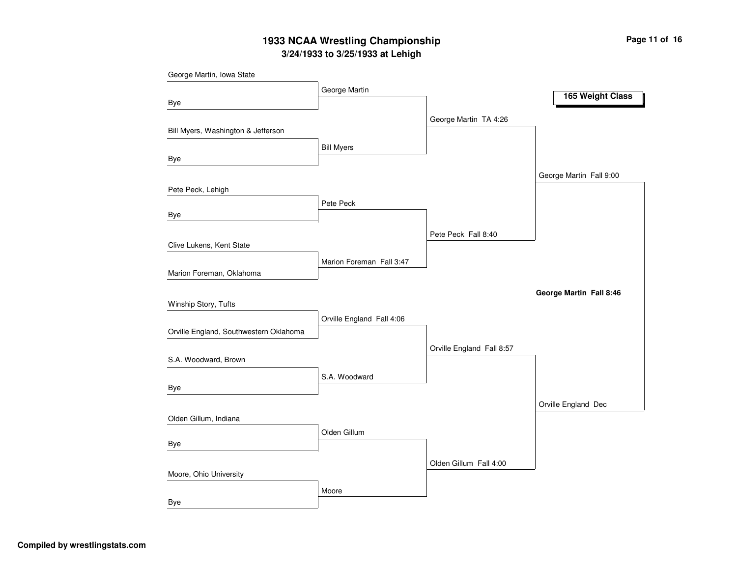# 1933 NCAA Wrestling Championship

## 3/24/1933 to 3/25/1933 at Lehigh

### 165 Weight Class

| First Round | Quarterfinals | Semifinals | Finals | Champion |
|---|---|---|---|---|
| George Martin, Iowa State | George Martin | George Martin TA 4:26 | George Martin Fall 9:00 | **George Martin Fall 8:46** |
| Bye | | | | |
| Bill Myers, Washington & Jefferson | Bill Myers | | | |
| Bye | | | | |
| Pete Peck, Lehigh | Pete Peck | Pete Peck Fall 8:40 | | |
| Bye | | | | |
| Clive Lukens, Kent State | Marion Foreman Fall 3:47 | | | |
| Marion Foreman, Oklahoma | | | | |
| Winship Story, Tufts | Orville England Fall 4:06 | Orville England Fall 8:57 | Orville England Dec | |
| Orville England, Southwestern Oklahoma | | | | |
| S.A. Woodward, Brown | S.A. Woodward | | | |
| Bye | | | | |
| Olden Gillum, Indiana | Olden Gillum | Olden Gillum Fall 4:00 | | |
| Bye | | | | |
| Moore, Ohio University | Moore | | | |
| Bye | | | | |

Compiled by wrestlingstats.com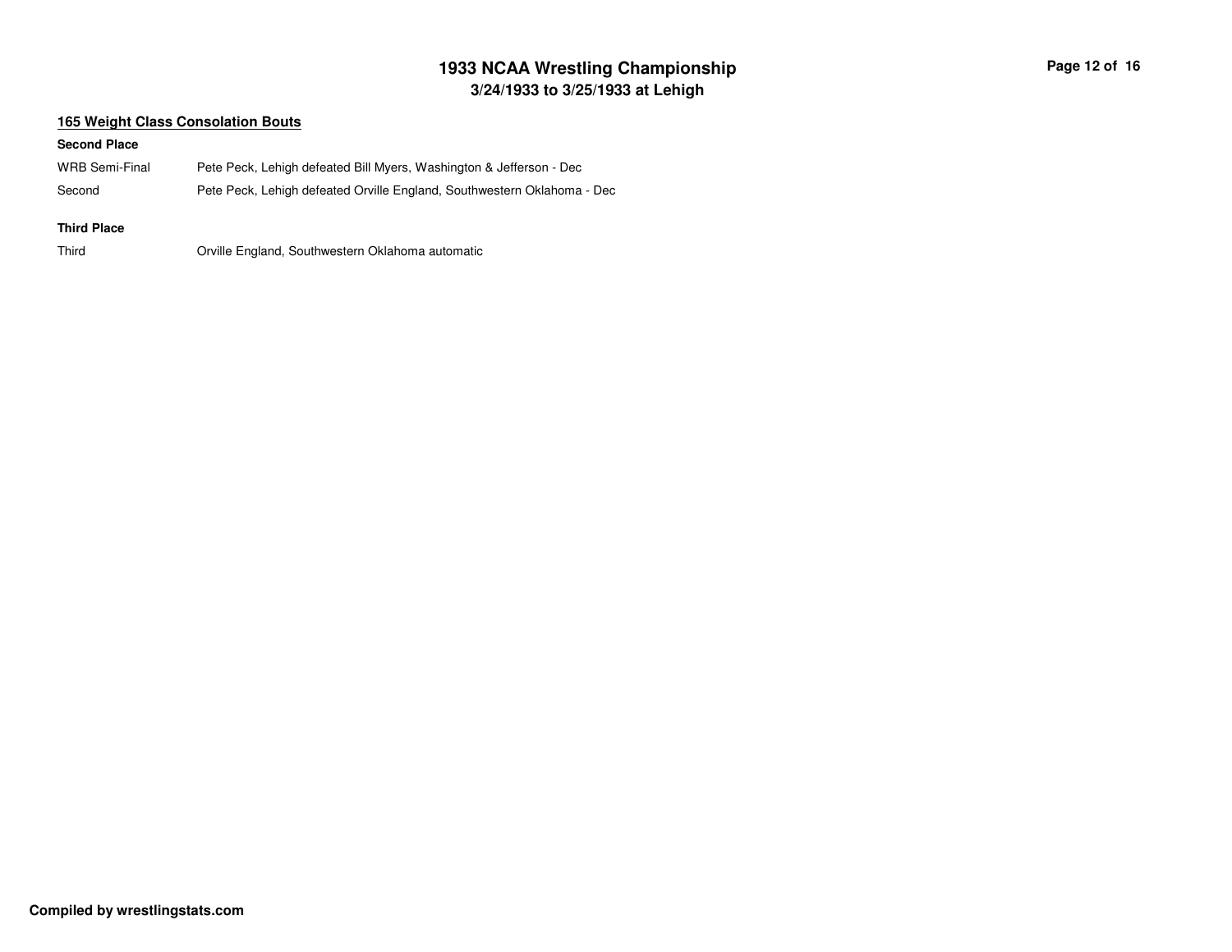## 165 Weight Class Consolation Bouts

**Second Place**

| | |
|---|---|
| WRB Semi-Final | Pete Peck, Lehigh defeated Bill Myers, Washington & Jefferson - Dec |
| Second | Pete Peck, Lehigh defeated Orville England, Southwestern Oklahoma - Dec |

**Third Place**

| | |
|---|---|
| Third | Orville England, Southwestern Oklahoma automatic |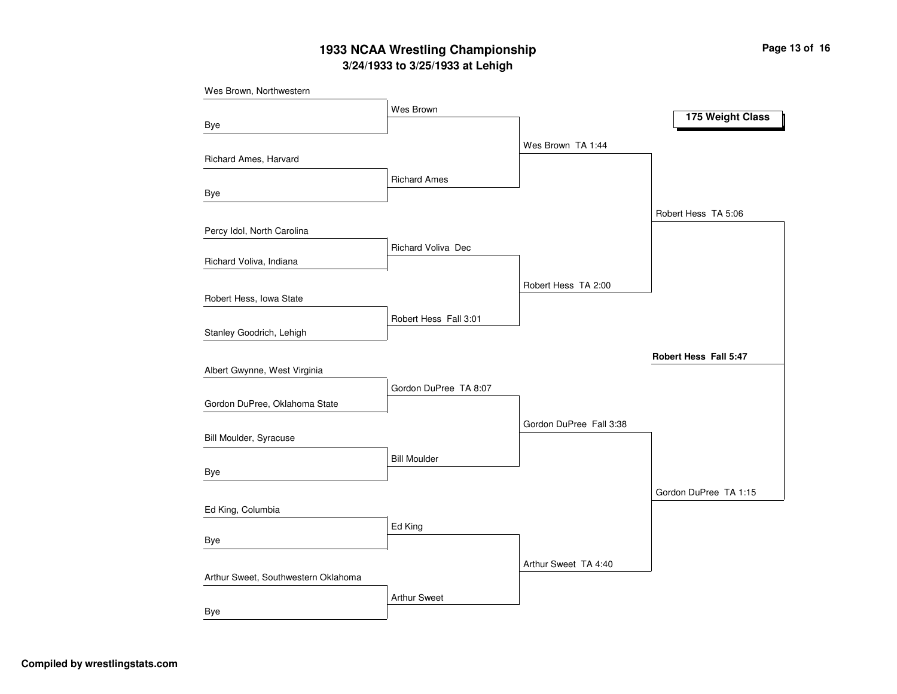# 1933 NCAA Wrestling Championship

## 3/24/1933 to 3/25/1933 at Lehigh

### 175 Weight Class

**First Round**

- Wes Brown, Northwestern vs. Bye — Wes Brown
- Richard Ames, Harvard vs. Bye — Richard Ames
- Percy Idol, North Carolina vs. Richard Voliva, Indiana — Richard Voliva Dec
- Robert Hess, Iowa State vs. Stanley Goodrich, Lehigh — Robert Hess Fall 3:01
- Albert Gwynne, West Virginia vs. Gordon DuPree, Oklahoma State — Gordon DuPree TA 8:07
- Bill Moulder, Syracuse vs. Bye — Bill Moulder
- Ed King, Columbia vs. Bye — Ed King
- Arthur Sweet, Southwestern Oklahoma vs. Bye — Arthur Sweet

**Quarterfinals**

- Wes Brown TA 1:44
- Robert Hess TA 2:00
- Gordon DuPree Fall 3:38
- Arthur Sweet TA 4:40

**Semifinals**

- Robert Hess TA 5:06
- Gordon DuPree TA 1:15

**Final**

- **Robert Hess Fall 5:47**

Compiled by wrestlingstats.com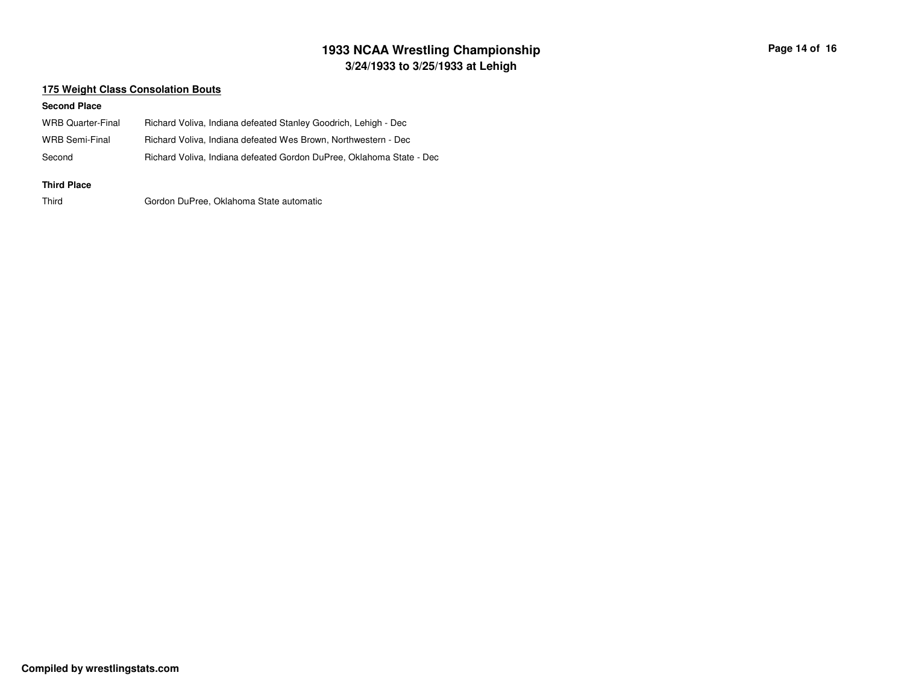## 175 Weight Class Consolation Bouts

**Second Place**

| | |
|---|---|
| WRB Quarter-Final | Richard Voliva, Indiana defeated Stanley Goodrich, Lehigh - Dec |
| WRB Semi-Final | Richard Voliva, Indiana defeated Wes Brown, Northwestern - Dec |
| Second | Richard Voliva, Indiana defeated Gordon DuPree, Oklahoma State - Dec |

**Third Place**

| | |
|---|---|
| Third | Gordon DuPree, Oklahoma State automatic |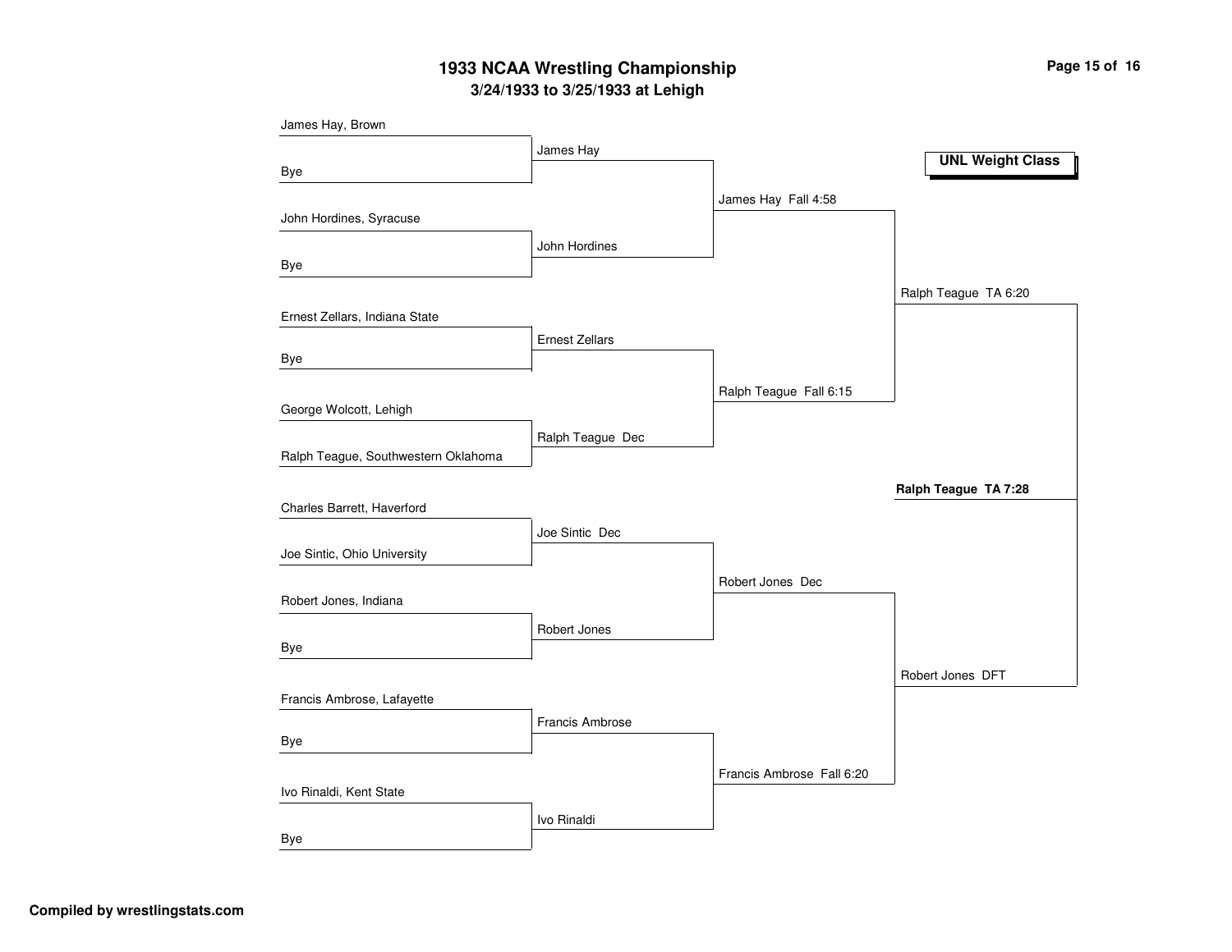# 1933 NCAA Wrestling Championship

## 3/24/1933 to 3/25/1933 at Lehigh

**UNL Weight Class**

### First Round

- James Hay, Brown vs. Bye — James Hay
- John Hordines, Syracuse vs. Bye — John Hordines
- Ernest Zellars, Indiana State vs. Bye — Ernest Zellars
- George Wolcott, Lehigh vs. Ralph Teague, Southwestern Oklahoma — Ralph Teague Dec
- Charles Barrett, Haverford vs. Joe Sintic, Ohio University — Joe Sintic Dec
- Robert Jones, Indiana vs. Bye — Robert Jones
- Francis Ambrose, Lafayette vs. Bye — Francis Ambrose
- Ivo Rinaldi, Kent State vs. Bye — Ivo Rinaldi

### Quarterfinals

- James Hay Fall 4:58
- Ralph Teague Fall 6:15
- Robert Jones Dec
- Francis Ambrose Fall 6:20

### Semifinals

- Ralph Teague TA 6:20
- Robert Jones DFT

### Final

**Ralph Teague TA 7:28**

Compiled by wrestlingstats.com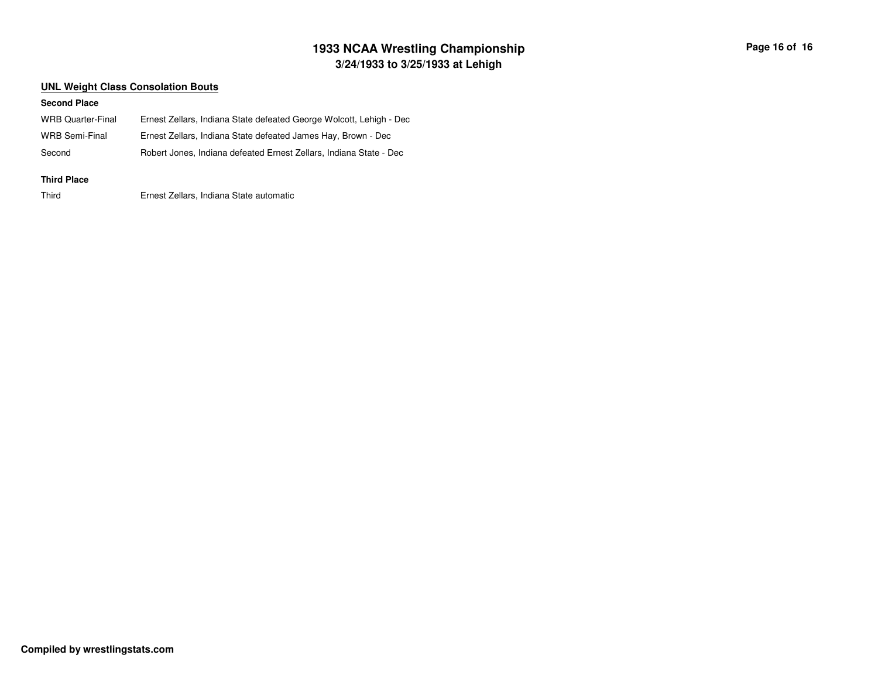## UNL Weight Class Consolation Bouts

**Second Place**

| | |
|---|---|
| WRB Quarter-Final | Ernest Zellars, Indiana State defeated George Wolcott, Lehigh - Dec |
| WRB Semi-Final | Ernest Zellars, Indiana State defeated James Hay, Brown - Dec |
| Second | Robert Jones, Indiana defeated Ernest Zellars, Indiana State - Dec |

**Third Place**

| | |
|---|---|
| Third | Ernest Zellars, Indiana State automatic |